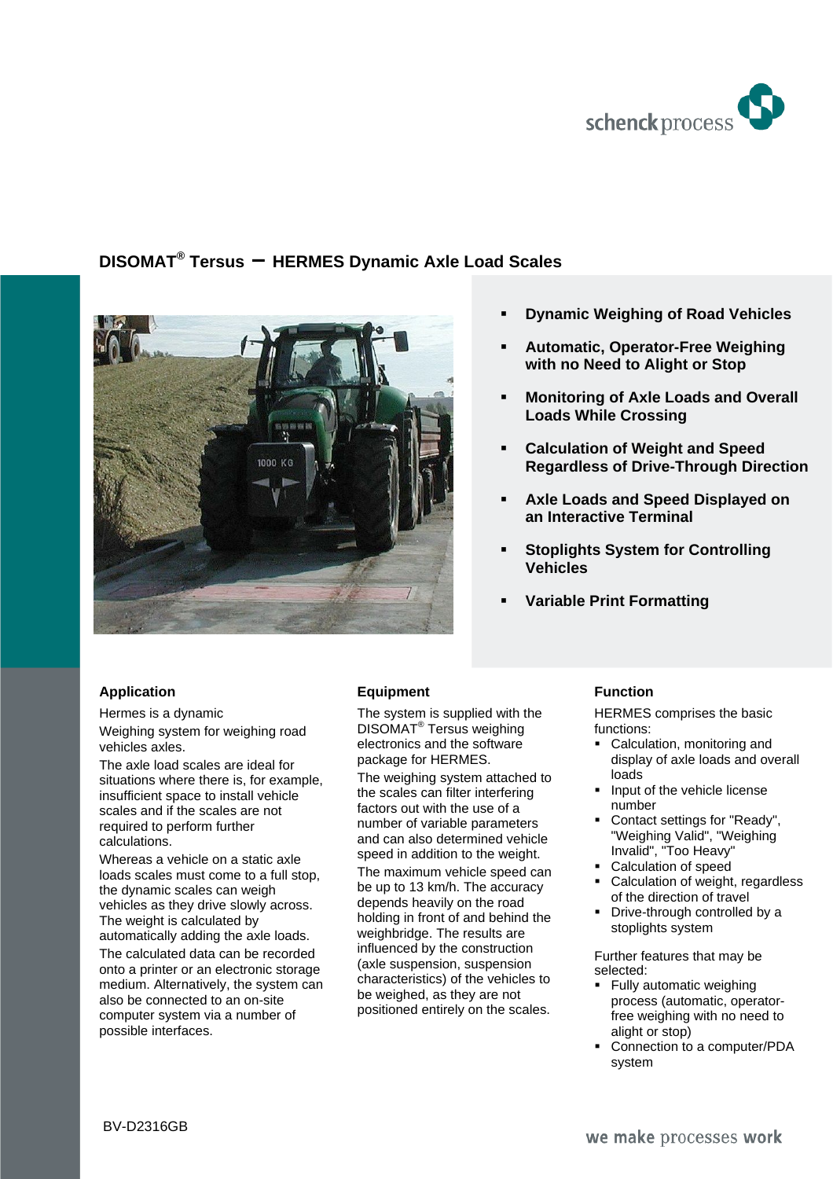# DISOMAT® Tersus – HERMES Dynamic Axle Load Scales

- **Dynamic Weighing of Road Vehicles**
- **Automatic, Operator-Free Weighing with no Need to Alight or Stop**
- **Monitoring of Axle Loads and Overall Loads While Crossing**
- **Calculation of Weight and Speed Regardless of Drive-Through Direction**
- **Axle Loads and Speed Displayed on an Interactive Terminal**
- **Stoplights System for Controlling Vehicles**
- **Variable Print Formatting**

## Application

Hermes is a dynamic

Weighing system for weighing road vehicles axles.

The axle load scales are ideal for situations where there is, for example, insufficient space to install vehicle scales and if the scales are not required to perform further calculations.

Whereas a vehicle on a static axle loads scales must come to a full stop, the dynamic scales can weigh vehicles as they drive slowly across. The weight is calculated by automatically adding the axle loads.

The calculated data can be recorded onto a printer or an electronic storage medium. Alternatively, the system can also be connected to an on-site computer system via a number of possible interfaces.

## Equipment

The system is supplied with the DISOMAT® Tersus weighing electronics and the software package for HERMES.

The weighing system attached to the scales can filter interfering factors out with the use of a number of variable parameters and can also determined vehicle speed in addition to the weight.

The maximum vehicle speed can be up to 13 km/h. The accuracy depends heavily on the road holding in front of and behind the weighbridge. The results are influenced by the construction (axle suspension, suspension characteristics) of the vehicles to be weighed, as they are not positioned entirely on the scales.

## Function

HERMES comprises the basic functions:

- Calculation, monitoring and display of axle loads and overall loads
- Input of the vehicle license number
- Contact settings for "Ready", "Weighing Valid", "Weighing Invalid", "Too Heavy"
- Calculation of speed
- Calculation of weight, regardless of the direction of travel
- Drive-through controlled by a stoplights system

Further features that may be selected:

- Fully automatic weighing process (automatic, operator-free weighing with no need to alight or stop)
- Connection to a computer/PDA system

BV-D2316GB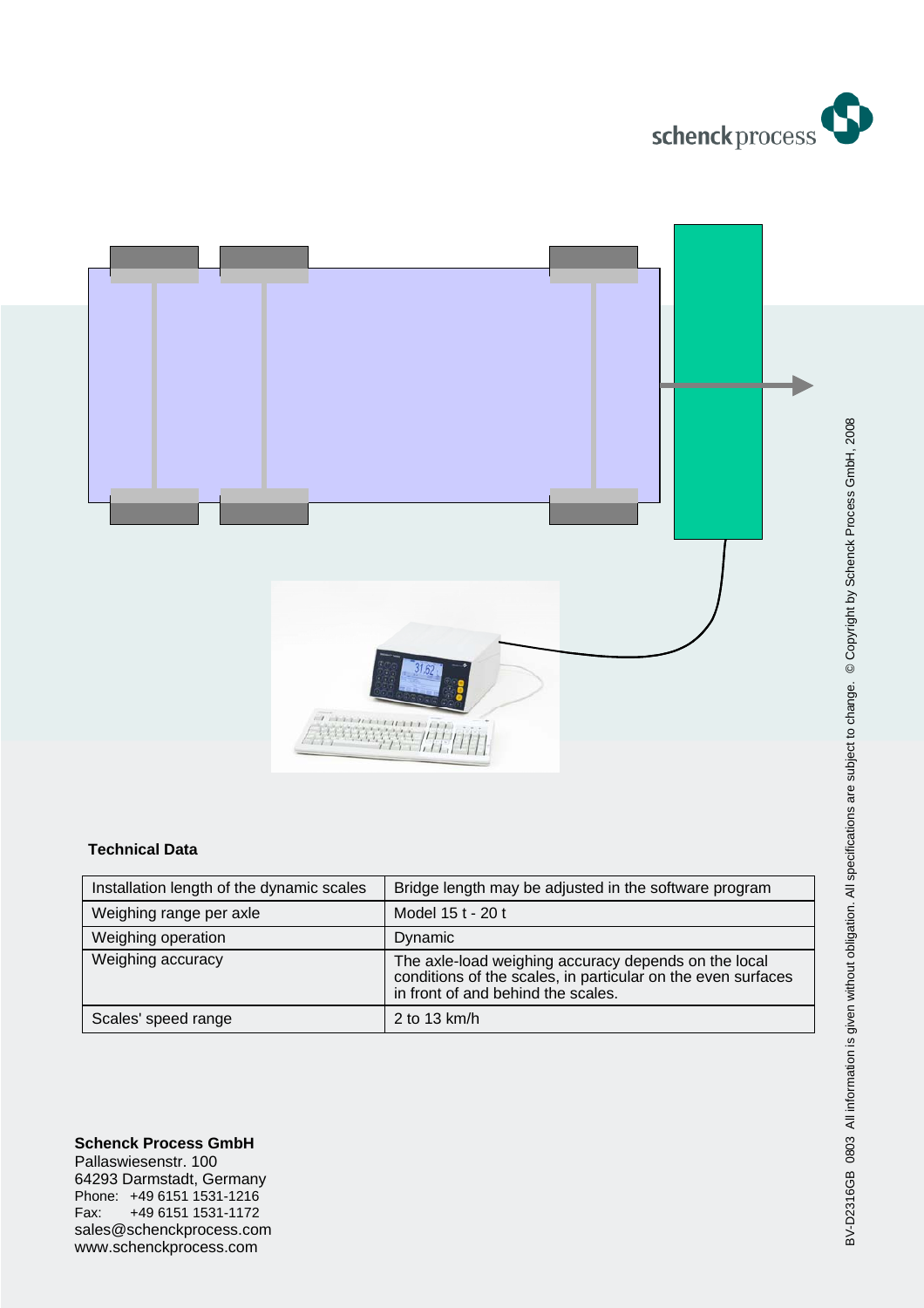### Technical Data

| | |
|---|---|
| Installation length of the dynamic scales | Bridge length may be adjusted in the software program |
| Weighing range per axle | Model 15 t - 20 t |
| Weighing operation | Dynamic |
| Weighing accuracy | The axle-load weighing accuracy depends on the local conditions of the scales, in particular on the even surfaces in front of and behind the scales. |
| Scales' speed range | 2 to 13 km/h |

**Schenck Process GmbH**
Pallaswiesenstr. 100
64293 Darmstadt, Germany
Phone: +49 6151 1531-1216
Fax: +49 6151 1531-1172
sales@schenckprocess.com
www.schenckprocess.com

BV-D2316GB 0803 All information is given without obligation. All specifications are subject to change. © Copyright by Schenck Process GmbH, 2008